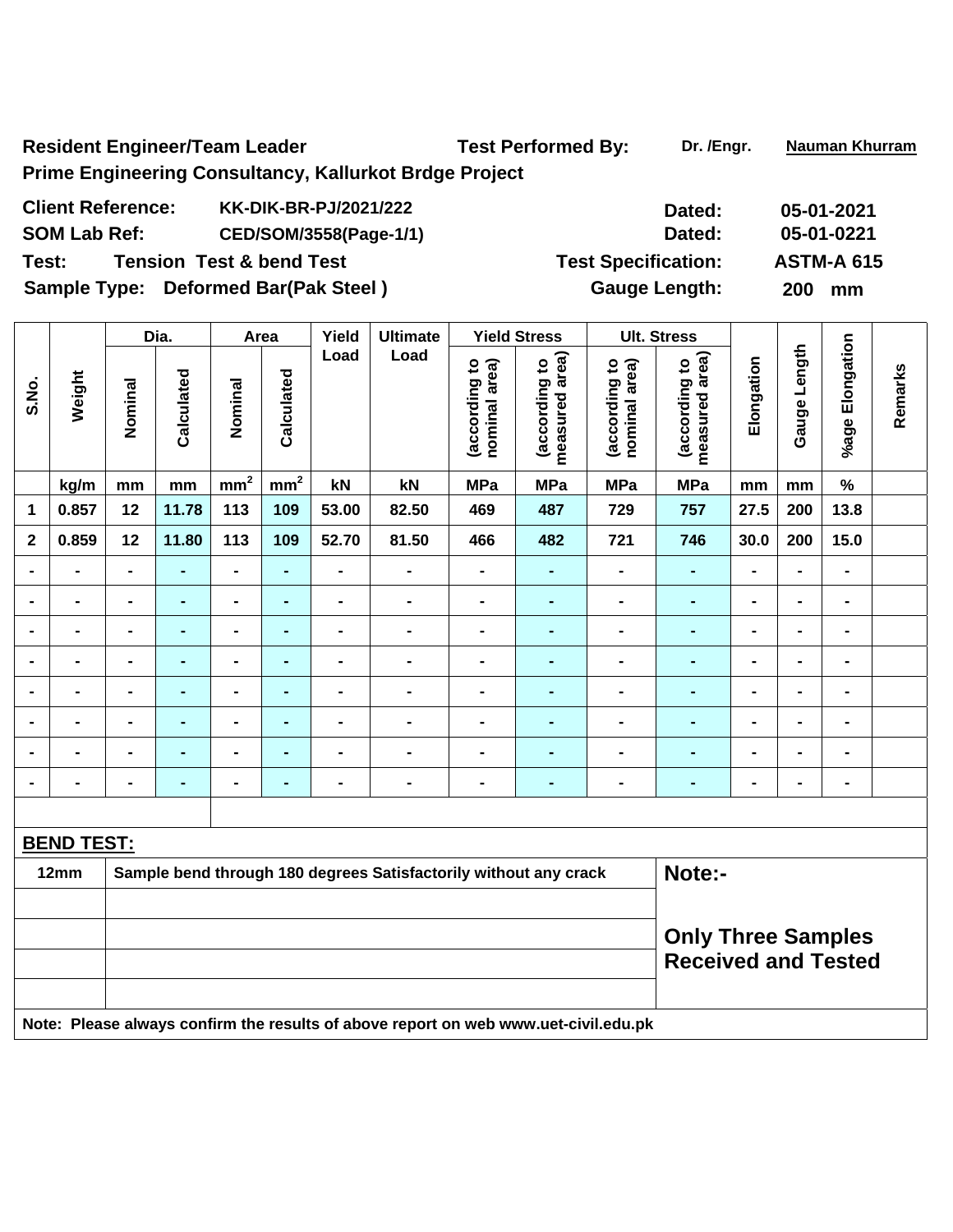**Resident Engineer/Team Leader** **Test Performed By:** Dr. /Engr. Nauman Khurram

**Prime Engineering Consultancy, Kallurkot Brdge Project**

| | | | |
|---|---|---|---|
| **Client Reference:** | **KK-DIK-BR-PJ/2021/222** | **Dated:** | **05-01-2021** |
| **SOM Lab Ref:** | **CED/SOM/3558(Page-1/1)** | **Dated:** | **05-01-0221** |
| **Test:** | **Tension Test & bend Test** | **Test Specification:** | **ASTM-A 615** |
| **Sample Type:** | **Deformed Bar(Pak Steel )** | **Gauge Length:** | **200 mm** |

| S.No. | Weight | Dia. | | Area | | Yield Load | Ultimate Load | Yield Stress | | Ult. Stress | | Elongation | Gauge Length | %age Elongation | Remarks |
|---|---|---|---|---|---|---|---|---|---|---|---|---|---|---|---|
| | | Nominal | Calculated | Nominal | Calculated | | | (according to nominal area) | (according to measured area) | (according to nominal area) | (according to measured area) | | | | |
| | kg/m | mm | mm | $mm^2$ | $mm^2$ | kN | kN | MPa | MPa | MPa | MPa | mm | mm | % | |
| 1 | 0.857 | 12 | 11.78 | 113 | 109 | 53.00 | 82.50 | 469 | 487 | 729 | 757 | 27.5 | 200 | 13.8 | |
| 2 | 0.859 | 12 | 11.80 | 113 | 109 | 52.70 | 81.50 | 466 | 482 | 721 | 746 | 30.0 | 200 | 15.0 | |
| - | - | - | - | - | - | - | - | - | - | - | - | - | - | - | |
| - | - | - | - | - | - | - | - | - | - | - | - | - | - | - | |
| - | - | - | - | - | - | - | - | - | - | - | - | - | - | - | |
| - | - | - | - | - | - | - | - | - | - | - | - | - | - | - | |
| - | - | - | - | - | - | - | - | - | - | - | - | - | - | - | |
| - | - | - | - | - | - | - | - | - | - | - | - | - | - | - | |
| - | - | - | - | - | - | - | - | - | - | - | - | - | - | - | |
| - | - | - | - | - | - | - | - | - | - | - | - | - | - | - | |

**BEND TEST:**

| | | |
|---|---|---|
| 12mm | Sample bend through 180 degrees Satisfactorily without any crack | **Note:-** |
| | | |
| | | **Only Three Samples Received and Tested** |
| | | |
| | | |

**Note: Please always confirm the results of above report on web www.uet-civil.edu.pk**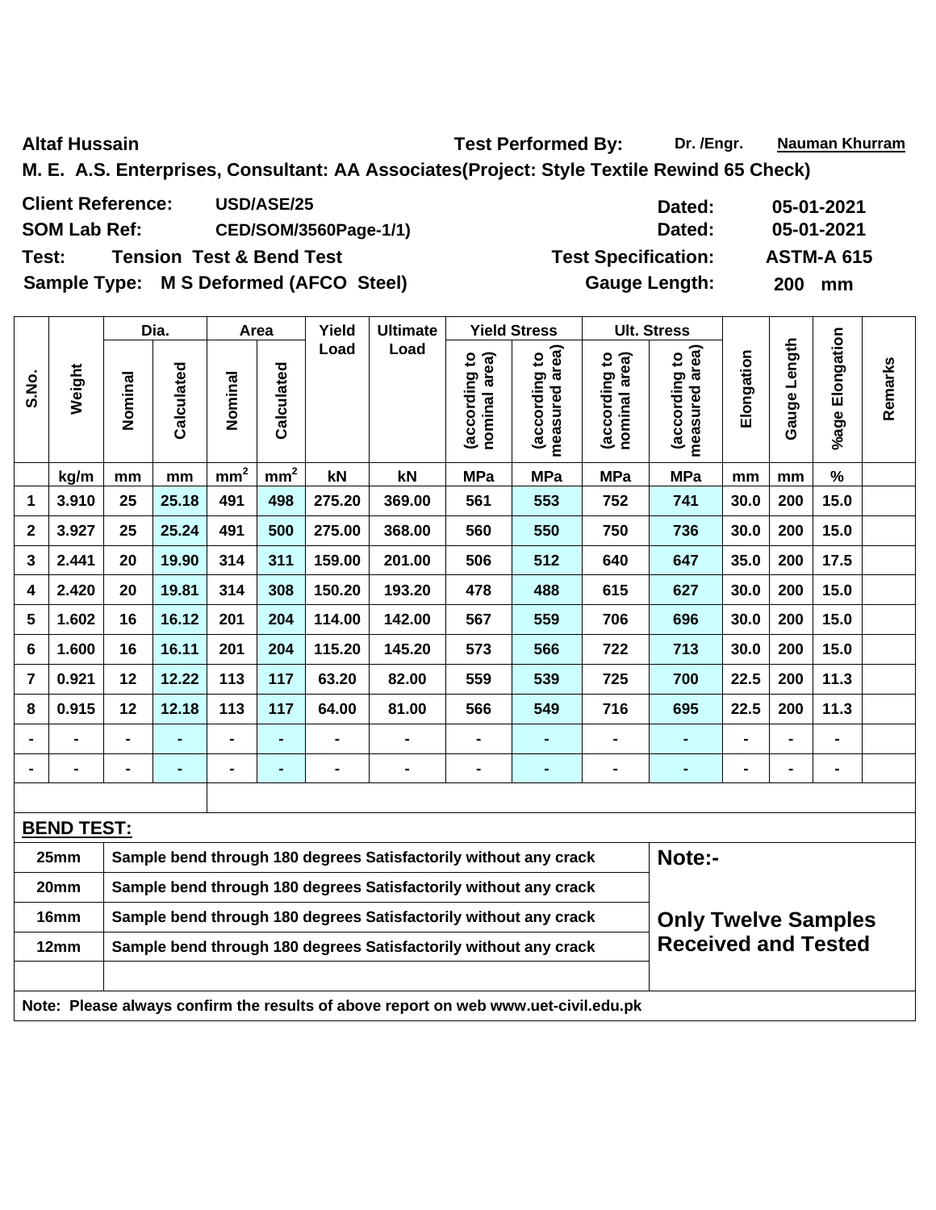**Altaf Hussain** **Test Performed By:** Dr. /Engr. Nauman Khurram

**M. E. A.S. Enterprises, Consultant: AA Associates(Project: Style Textile Rewind 65 Check)**

| | | | |
|---|---|---|---|
| **Client Reference:** | **USD/ASE/25** | **Dated:** | **05-01-2021** |
| **SOM Lab Ref:** | **CED/SOM/3560Page-1/1)** | **Dated:** | **05-01-2021** |
| **Test:** | **Tension Test & Bend Test** | **Test Specification:** | **ASTM-A 615** |
| **Sample Type:** | **M S Deformed (AFCO Steel)** | **Gauge Length:** | **200 mm** |

| S.No. | Weight | Dia. | | Area | | Yield Load | Ultimate Load | Yield Stress | | Ult. Stress | | Elongation | Gauge Length | %age Elongation | Remarks |
|---|---|---|---|---|---|---|---|---|---|---|---|---|---|---|---|
| | | Nominal | Calculated | Nominal | Calculated | | | (according to nominal area) | (according to measured area) | (according to nominal area) | (according to measured area) | | | | |
| | kg/m | mm | mm | $mm^2$ | $mm^2$ | kN | kN | MPa | MPa | MPa | MPa | mm | mm | % | |
| 1 | 3.910 | 25 | 25.18 | 491 | 498 | 275.20 | 369.00 | 561 | 553 | 752 | 741 | 30.0 | 200 | 15.0 | |
| 2 | 3.927 | 25 | 25.24 | 491 | 500 | 275.00 | 368.00 | 560 | 550 | 750 | 736 | 30.0 | 200 | 15.0 | |
| 3 | 2.441 | 20 | 19.90 | 314 | 311 | 159.00 | 201.00 | 506 | 512 | 640 | 647 | 35.0 | 200 | 17.5 | |
| 4 | 2.420 | 20 | 19.81 | 314 | 308 | 150.20 | 193.20 | 478 | 488 | 615 | 627 | 30.0 | 200 | 15.0 | |
| 5 | 1.602 | 16 | 16.12 | 201 | 204 | 114.00 | 142.00 | 567 | 559 | 706 | 696 | 30.0 | 200 | 15.0 | |
| 6 | 1.600 | 16 | 16.11 | 201 | 204 | 115.20 | 145.20 | 573 | 566 | 722 | 713 | 30.0 | 200 | 15.0 | |
| 7 | 0.921 | 12 | 12.22 | 113 | 117 | 63.20 | 82.00 | 559 | 539 | 725 | 700 | 22.5 | 200 | 11.3 | |
| 8 | 0.915 | 12 | 12.18 | 113 | 117 | 64.00 | 81.00 | 566 | 549 | 716 | 695 | 22.5 | 200 | 11.3 | |
| - | - | - | - | - | - | - | - | - | - | - | - | - | - | - | |
| - | - | - | - | - | - | - | - | - | - | - | - | - | - | - | |

**BEND TEST:**

| Size | Result |
|---|---|
| 25mm | Sample bend through 180 degrees Satisfactorily without any crack |
| 20mm | Sample bend through 180 degrees Satisfactorily without any crack |
| 16mm | Sample bend through 180 degrees Satisfactorily without any crack |
| 12mm | Sample bend through 180 degrees Satisfactorily without any crack |

**Note:-**

**Only Twelve Samples Received and Tested**

**Note: Please always confirm the results of above report on web www.uet-civil.edu.pk**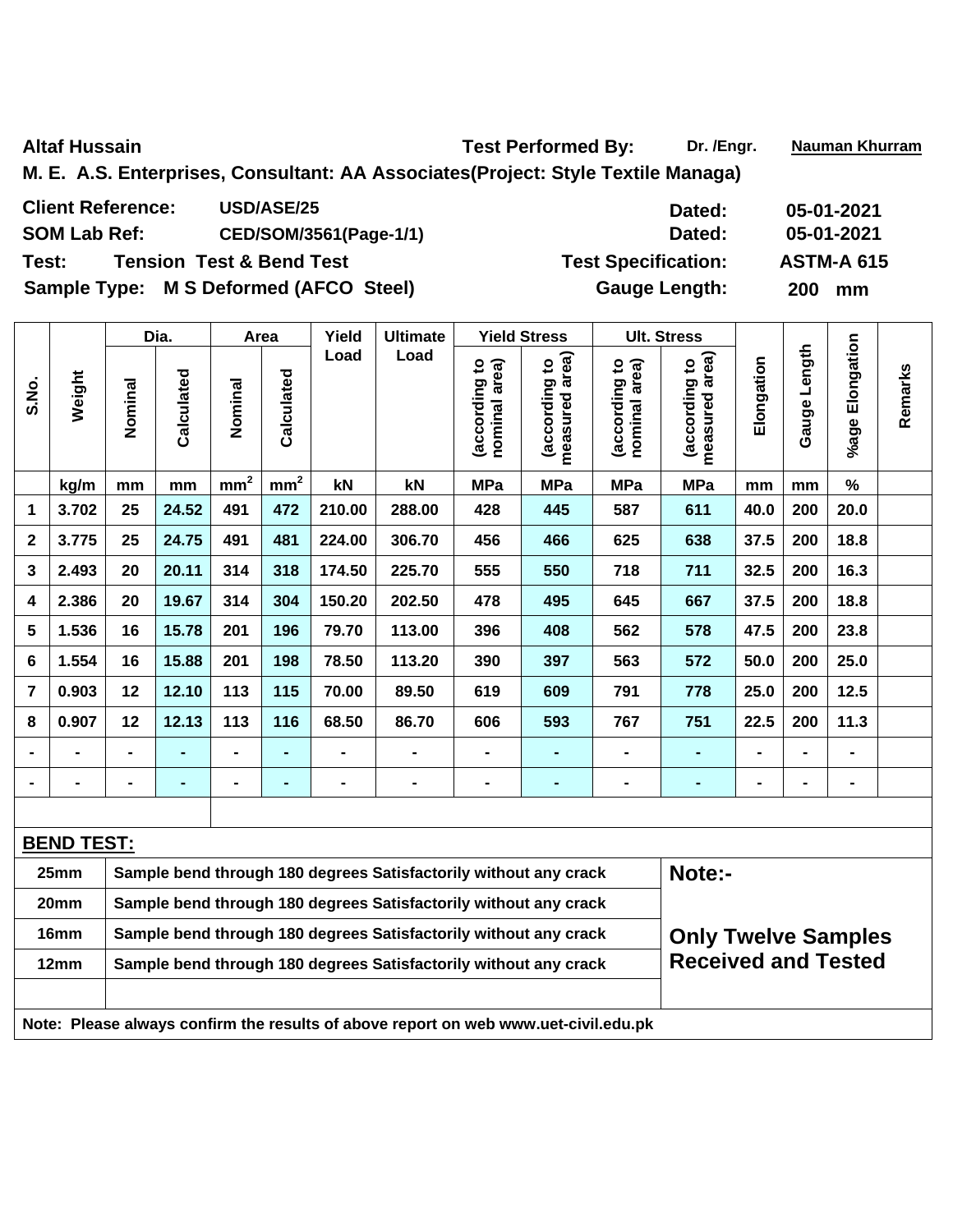**Altaf Hussain** **Test Performed By:** Dr. /Engr. **Nauman Khurram**

**M. E. A.S. Enterprises, Consultant: AA Associates(Project: Style Textile Managa)**

| | | | |
|---|---|---|---|
| **Client Reference:** | **USD/ASE/25** | **Dated:** | **05-01-2021** |
| **SOM Lab Ref:** | **CED/SOM/3561(Page-1/1)** | **Dated:** | **05-01-2021** |
| **Test:** | **Tension Test & Bend Test** | **Test Specification:** | **ASTM-A 615** |
| **Sample Type:** | **M S Deformed (AFCO Steel)** | **Gauge Length:** | **200 mm** |

| S.No. | Weight | Dia. | | Area | | Yield Load | Ultimate Load | Yield Stress | | Ult. Stress | | Elongation | Gauge Length | %age Elongation | Remarks |
|---|---|---|---|---|---|---|---|---|---|---|---|---|---|---|---|
| | | Nominal | Calculated | Nominal | Calculated | | | (according to nominal area) | (according to measured area) | (according to nominal area) | (according to measured area) | | | | |
| | kg/m | mm | mm | $mm^2$ | $mm^2$ | kN | kN | MPa | MPa | MPa | MPa | mm | mm | % | |
| 1 | 3.702 | 25 | 24.52 | 491 | 472 | 210.00 | 288.00 | 428 | 445 | 587 | 611 | 40.0 | 200 | 20.0 | |
| 2 | 3.775 | 25 | 24.75 | 491 | 481 | 224.00 | 306.70 | 456 | 466 | 625 | 638 | 37.5 | 200 | 18.8 | |
| 3 | 2.493 | 20 | 20.11 | 314 | 318 | 174.50 | 225.70 | 555 | 550 | 718 | 711 | 32.5 | 200 | 16.3 | |
| 4 | 2.386 | 20 | 19.67 | 314 | 304 | 150.20 | 202.50 | 478 | 495 | 645 | 667 | 37.5 | 200 | 18.8 | |
| 5 | 1.536 | 16 | 15.78 | 201 | 196 | 79.70 | 113.00 | 396 | 408 | 562 | 578 | 47.5 | 200 | 23.8 | |
| 6 | 1.554 | 16 | 15.88 | 201 | 198 | 78.50 | 113.20 | 390 | 397 | 563 | 572 | 50.0 | 200 | 25.0 | |
| 7 | 0.903 | 12 | 12.10 | 113 | 115 | 70.00 | 89.50 | 619 | 609 | 791 | 778 | 25.0 | 200 | 12.5 | |
| 8 | 0.907 | 12 | 12.13 | 113 | 116 | 68.50 | 86.70 | 606 | 593 | 767 | 751 | 22.5 | 200 | 11.3 | |
| - | - | - | - | - | - | - | - | - | - | - | - | - | - | - | |
| - | - | - | - | - | - | - | - | - | - | - | - | - | - | - | |

**BEND TEST:**

| Size | Result |
|---|---|
| 25mm | Sample bend through 180 degrees Satisfactorily without any crack |
| 20mm | Sample bend through 180 degrees Satisfactorily without any crack |
| 16mm | Sample bend through 180 degrees Satisfactorily without any crack |
| 12mm | Sample bend through 180 degrees Satisfactorily without any crack |

**Note:-**

**Only Twelve Samples Received and Tested**

**Note: Please always confirm the results of above report on web www.uet-civil.edu.pk**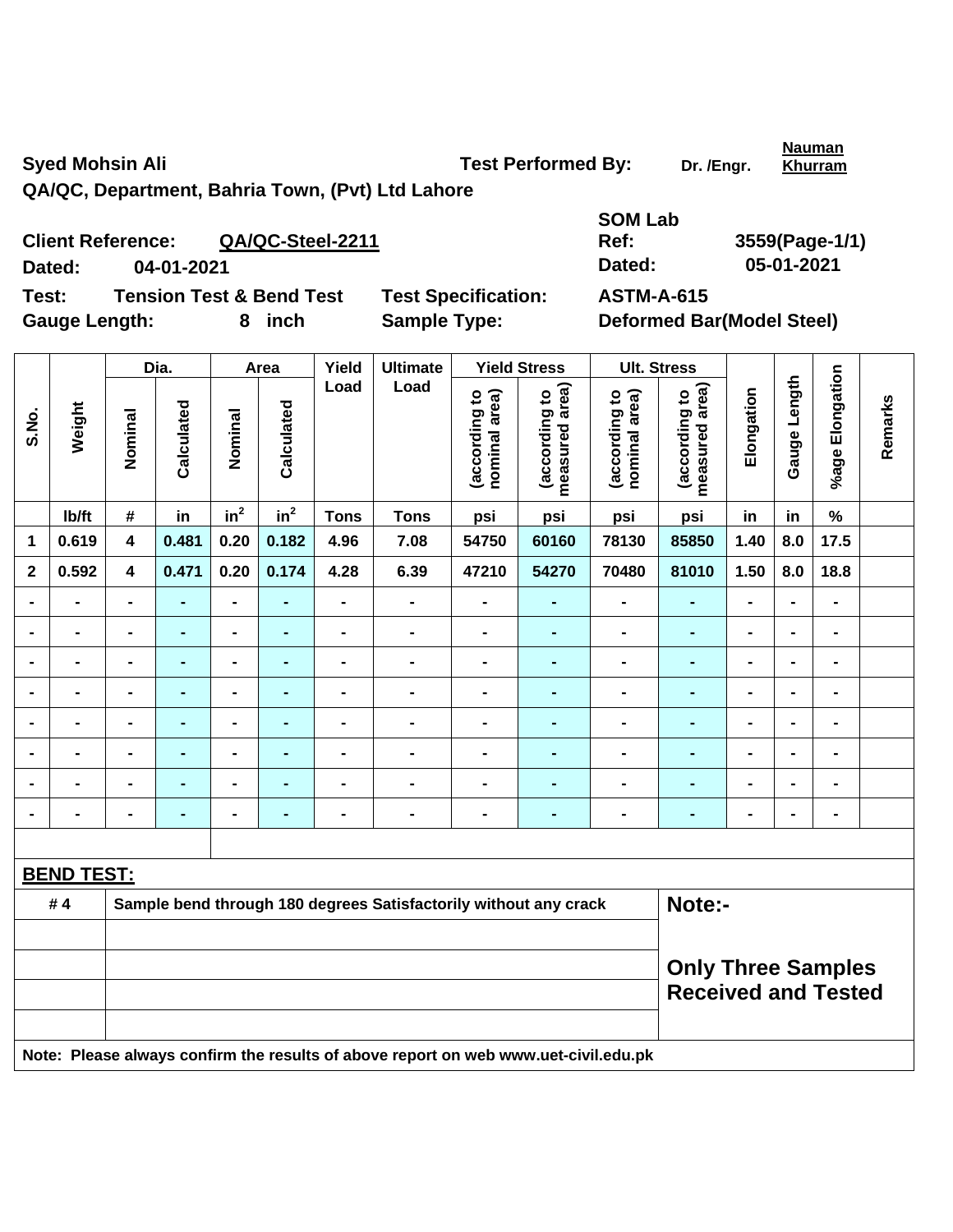Syed Mohsin Ali

QA/QC, Department, Bahria Town, (Pvt) Ltd Lahore

**Test Performed By:** Dr. /Engr. **Nauman Khurram**

**Client Reference:** QA/QC-Steel-2211

**Dated:** 04-01-2021

**SOM Lab Ref:** 3559(Page-1/1)

**Dated:** 05-01-2021

**Test:** Tension Test & Bend Test

**Test Specification:** ASTM-A-615

**Gauge Length:** 8 inch

**Sample Type:** Deformed Bar(Model Steel)

| S.No. | Weight | Dia. | | Area | | Yield Load | Ultimate Load | Yield Stress | | Ult. Stress | | Elongation | Gauge Length | %age Elongation | Remarks |
|---|---|---|---|---|---|---|---|---|---|---|---|---|---|---|---|
| | | Nominal | Calculated | Nominal | Calculated | | | (according to nominal area) | (according to measured area) | (according to nominal area) | (according to measured area) | | | | |
| | lb/ft | # | in | $in^2$ | $in^2$ | Tons | Tons | psi | psi | psi | psi | in | in | % | |
| 1 | 0.619 | 4 | 0.481 | 0.20 | 0.182 | 4.96 | 7.08 | 54750 | 60160 | 78130 | 85850 | 1.40 | 8.0 | 17.5 | |
| 2 | 0.592 | 4 | 0.471 | 0.20 | 0.174 | 4.28 | 6.39 | 47210 | 54270 | 70480 | 81010 | 1.50 | 8.0 | 18.8 | |
| - | - | - | - | - | - | - | - | - | - | - | - | - | - | - | |
| - | - | - | - | - | - | - | - | - | - | - | - | - | - | - | |
| - | - | - | - | - | - | - | - | - | - | - | - | - | - | - | |
| - | - | - | - | - | - | - | - | - | - | - | - | - | - | - | |
| - | - | - | - | - | - | - | - | - | - | - | - | - | - | - | |
| - | - | - | - | - | - | - | - | - | - | - | - | - | - | - | |
| - | - | - | - | - | - | - | - | - | - | - | - | - | - | - | |
| - | - | - | - | - | - | - | - | - | - | - | - | - | - | - | |

**BEND TEST:**

| | | |
|---|---|---|
| # 4 | Sample bend through 180 degrees Satisfactorily without any crack | **Note:-** |
| | | **Only Three Samples Received and Tested** |

**Note: Please always confirm the results of above report on web www.uet-civil.edu.pk**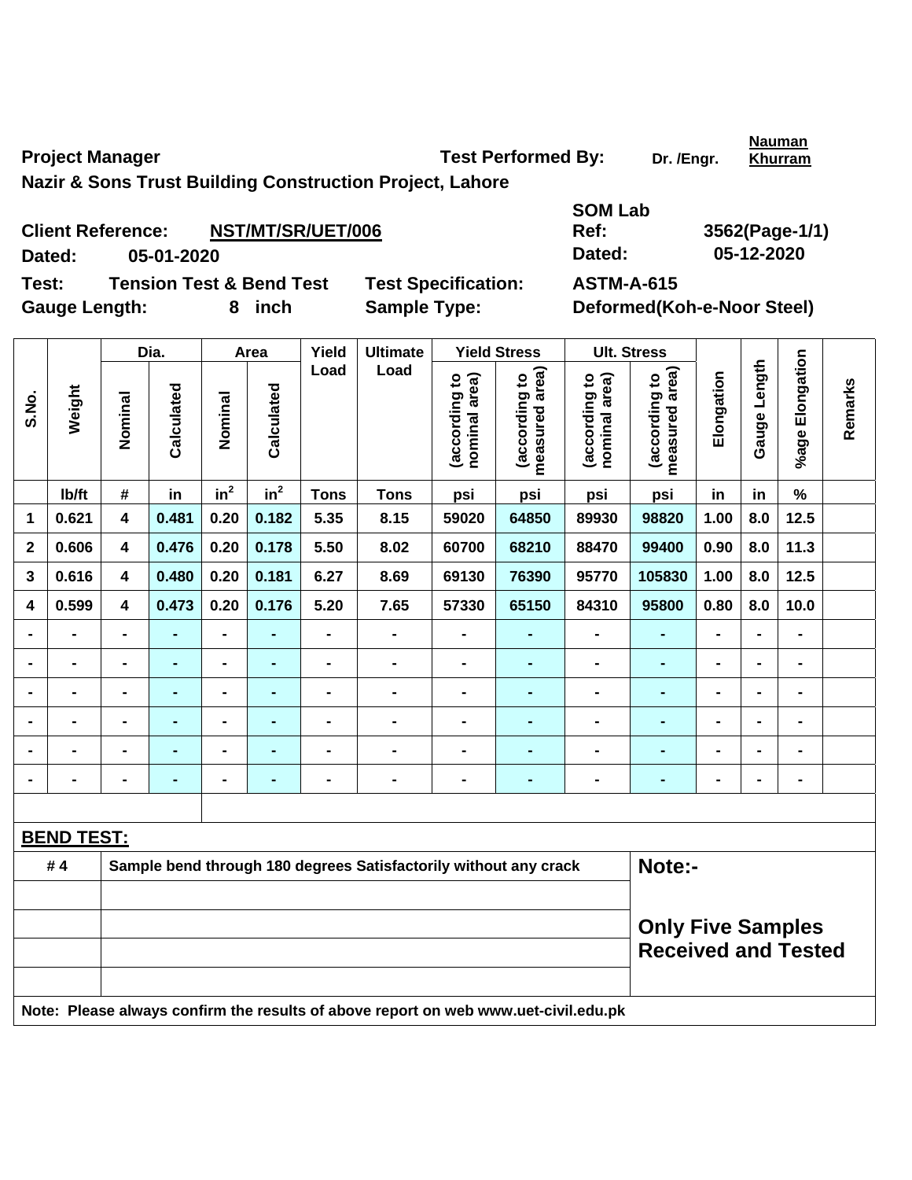**Project Manager** **Test Performed By:** Dr. /Engr. **Nauman Khurram**

**Nazir & Sons Trust Building Construction Project, Lahore**

**Client Reference:** **NST/MT/SR/UET/006** **SOM Lab Ref:** **3562(Page-1/1)**

**Dated:** **05-01-2020** **Dated:** **05-12-2020**

**Test:** **Tension Test & Bend Test** **Test Specification:** **ASTM-A-615**

**Gauge Length:** **8 inch** **Sample Type:** **Deformed(Koh-e-Noor Steel)**

| S.No. | Weight | Dia. | | Area | | Yield Load | Ultimate Load | Yield Stress | | Ult. Stress | | Elongation | Gauge Length | %age Elongation | Remarks |
|---|---|---|---|---|---|---|---|---|---|---|---|---|---|---|---|
| | | Nominal | Calculated | Nominal | Calculated | | | (according to nominal area) | (according to measured area) | (according to nominal area) | (according to measured area) | | | | |
| | lb/ft | # | in | $in^2$ | $in^2$ | Tons | Tons | psi | psi | psi | psi | in | in | % | |
| 1 | 0.621 | 4 | 0.481 | 0.20 | 0.182 | 5.35 | 8.15 | 59020 | 64850 | 89930 | 98820 | 1.00 | 8.0 | 12.5 | |
| 2 | 0.606 | 4 | 0.476 | 0.20 | 0.178 | 5.50 | 8.02 | 60700 | 68210 | 88470 | 99400 | 0.90 | 8.0 | 11.3 | |
| 3 | 0.616 | 4 | 0.480 | 0.20 | 0.181 | 6.27 | 8.69 | 69130 | 76390 | 95770 | 105830 | 1.00 | 8.0 | 12.5 | |
| 4 | 0.599 | 4 | 0.473 | 0.20 | 0.176 | 5.20 | 7.65 | 57330 | 65150 | 84310 | 95800 | 0.80 | 8.0 | 10.0 | |
| - | - | - | - | - | - | - | - | - | - | - | - | - | - | - | |
| - | - | - | - | - | - | - | - | - | - | - | - | - | - | - | |
| - | - | - | - | - | - | - | - | - | - | - | - | - | - | - | |
| - | - | - | - | - | - | - | - | - | - | - | - | - | - | - | |
| - | - | - | - | - | - | - | - | - | - | - | - | - | - | - | |
| - | - | - | - | - | - | - | - | - | - | - | - | - | - | - | |

**BEND TEST:**

| | | |
|---|---|---|
| # 4 | Sample bend through 180 degrees Satisfactorily without any crack | **Note:-** |
| | | |
| | | **Only Five Samples Received and Tested** |
| | | |
| | | |

**Note: Please always confirm the results of above report on web www.uet-civil.edu.pk**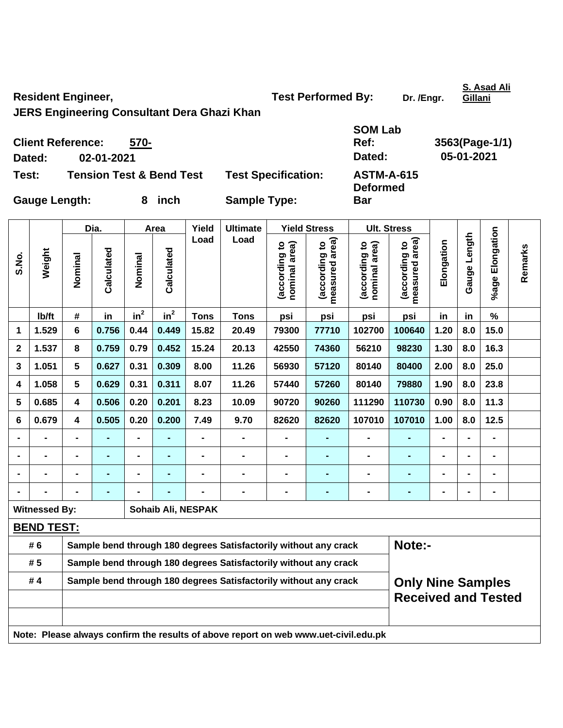**Resident Engineer,**

**JERS Engineering Consultant Dera Ghazi Khan**

**Test Performed By:** Dr. /Engr. S. Asad Ali Gillani

**Client Reference:** 570-

**Dated:** 02-01-2021

**SOM Lab Ref:** 3563(Page-1/1)

**Dated:** 05-01-2021

**Test:** Tension Test & Bend Test

**Test Specification:** ASTM-A-615

**Gauge Length:** 8 inch

**Sample Type:** Deformed Bar

| S.No. | Weight | Dia. | | Area | | Yield Load | Ultimate Load | Yield Stress | | Ult. Stress | | Elongation | Gauge Length | %age Elongation | Remarks |
|---|---|---|---|---|---|---|---|---|---|---|---|---|---|---|---|
| | | Nominal | Calculated | Nominal | Calculated | | | (according to nominal area) | (according to measured area) | (according to nominal area) | (according to measured area) | | | | |
| | lb/ft | # | in | $in^2$ | $in^2$ | Tons | Tons | psi | psi | psi | psi | in | in | % | |
| 1 | 1.529 | 6 | 0.756 | 0.44 | 0.449 | 15.82 | 20.49 | 79300 | 77710 | 102700 | 100640 | 1.20 | 8.0 | 15.0 | |
| 2 | 1.537 | 8 | 0.759 | 0.79 | 0.452 | 15.24 | 20.13 | 42550 | 74360 | 56210 | 98230 | 1.30 | 8.0 | 16.3 | |
| 3 | 1.051 | 5 | 0.627 | 0.31 | 0.309 | 8.00 | 11.26 | 56930 | 57120 | 80140 | 80400 | 2.00 | 8.0 | 25.0 | |
| 4 | 1.058 | 5 | 0.629 | 0.31 | 0.311 | 8.07 | 11.26 | 57440 | 57260 | 80140 | 79880 | 1.90 | 8.0 | 23.8 | |
| 5 | 0.685 | 4 | 0.506 | 0.20 | 0.201 | 8.23 | 10.09 | 90720 | 90260 | 111290 | 110730 | 0.90 | 8.0 | 11.3 | |
| 6 | 0.679 | 4 | 0.505 | 0.20 | 0.200 | 7.49 | 9.70 | 82620 | 82620 | 107010 | 107010 | 1.00 | 8.0 | 12.5 | |
| - | - | - | - | - | - | - | - | - | - | - | - | - | - | - | |
| - | - | - | - | - | - | - | - | - | - | - | - | - | - | - | |
| - | - | - | - | - | - | - | - | - | - | - | - | - | - | - | |
| - | - | - | - | - | - | - | - | - | - | - | - | - | - | - | |

**Witnessed By:** Sohaib Ali, NESPAK

**BEND TEST:**

| | | |
|---|---|---|
| # 6 | Sample bend through 180 degrees Satisfactorily without any crack | Note:- |
| # 5 | Sample bend through 180 degrees Satisfactorily without any crack | |
| # 4 | Sample bend through 180 degrees Satisfactorily without any crack | Only Nine Samples Received and Tested |

**Note: Please always confirm the results of above report on web www.uet-civil.edu.pk**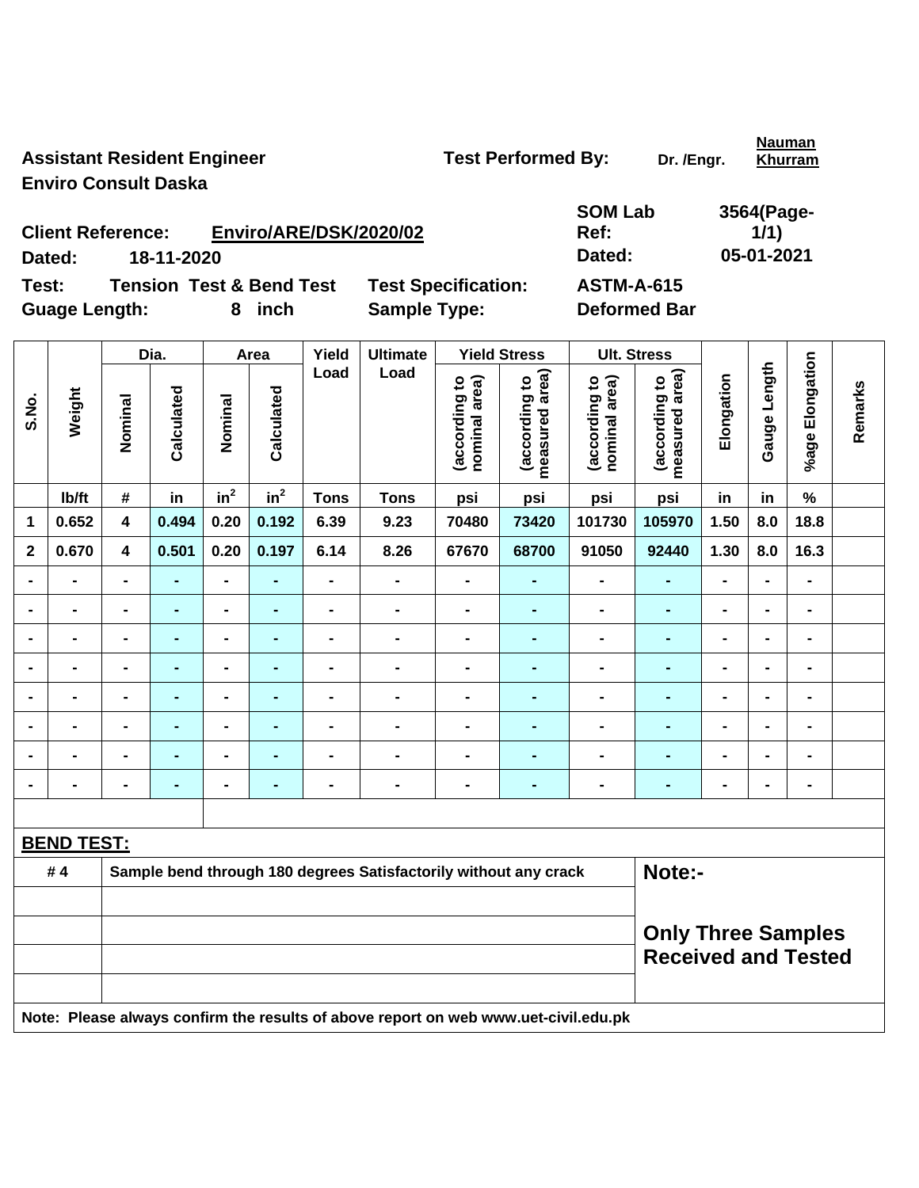**Assistant Resident Engineer**
**Enviro Consult Daska**

**Test Performed By:** Dr. /Engr. **Nauman Khurram**

**Client Reference:** **Enviro/ARE/DSK/2020/02**
**Dated:** **18-11-2020**

**SOM Lab Ref:** **3564(Page-1/1)**
**Dated:** **05-01-2021**

**Test:** **Tension Test & Bend Test** | **Test Specification:** **ASTM-A-615**
**Guage Length:** **8 inch** | **Sample Type:** **Deformed Bar**

| S.No. | Weight | Dia. | | Area | | Yield Load | Ultimate Load | Yield Stress | | Ult. Stress | | Elongation | Gauge Length | %age Elongation | Remarks |
|---|---|---|---|---|---|---|---|---|---|---|---|---|---|---|---|
| | | Nominal | Calculated | Nominal | Calculated | | | (according to nominal area) | (according to measured area) | (according to nominal area) | (according to measured area) | | | | |
| | lb/ft | # | in | $in^2$ | $in^2$ | Tons | Tons | psi | psi | psi | psi | in | in | % | |
| 1 | 0.652 | 4 | 0.494 | 0.20 | 0.192 | 6.39 | 9.23 | 70480 | 73420 | 101730 | 105970 | 1.50 | 8.0 | 18.8 | |
| 2 | 0.670 | 4 | 0.501 | 0.20 | 0.197 | 6.14 | 8.26 | 67670 | 68700 | 91050 | 92440 | 1.30 | 8.0 | 16.3 | |
| - | - | - | - | - | - | - | - | - | - | - | - | - | - | - | |
| - | - | - | - | - | - | - | - | - | - | - | - | - | - | - | |
| - | - | - | - | - | - | - | - | - | - | - | - | - | - | - | |
| - | - | - | - | - | - | - | - | - | - | - | - | - | - | - | |
| - | - | - | - | - | - | - | - | - | - | - | - | - | - | - | |
| - | - | - | - | - | - | - | - | - | - | - | - | - | - | - | |
| - | - | - | - | - | - | - | - | - | - | - | - | - | - | - | |
| - | - | - | - | - | - | - | - | - | - | - | - | - | - | - | |

**BEND TEST:**

| | | |
|---|---|---|
| # 4 | Sample bend through 180 degrees Satisfactorily without any crack | **Note:-** |
| | | |
| | | **Only Three Samples Received and Tested** |
| | | |
| | | |

**Note: Please always confirm the results of above report on web www.uet-civil.edu.pk**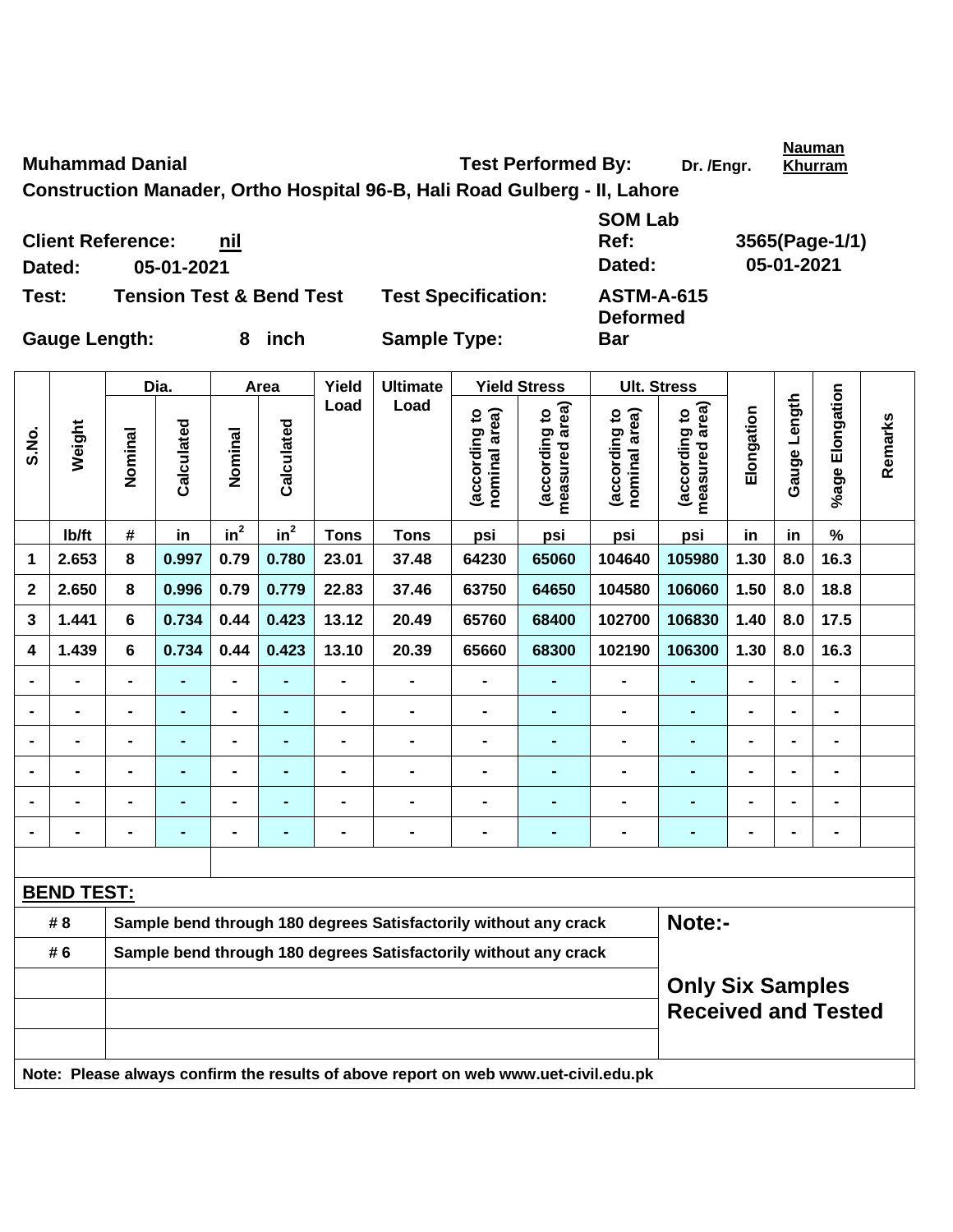**Muhammad Danial** **Test Performed By:** Dr. /Engr. **Nauman Khurram**

**Construction Manader, Ortho Hospital 96-B, Hali Road Gulberg - II, Lahore**

**Client Reference:** nil **SOM Lab Ref:** 3565(Page-1/1)

**Dated:** 05-01-2021 **Dated:** 05-01-2021

**Test:** Tension Test & Bend Test **Test Specification:** ASTM-A-615

**Gauge Length:** 8 inch **Sample Type:** Deformed Bar

| S.No. | Weight | Dia. | | Area | | Yield Load | Ultimate Load | Yield Stress | | Ult. Stress | | Elongation | Gauge Length | %age Elongation | Remarks |
|---|---|---|---|---|---|---|---|---|---|---|---|---|---|---|---|
| | | Nominal | Calculated | Nominal | Calculated | | | (according to nominal area) | (according to measured area) | (according to nominal area) | (according to measured area) | | | | |
| | lb/ft | # | in | $in^2$ | $in^2$ | Tons | Tons | psi | psi | psi | psi | in | in | % | |
| 1 | 2.653 | 8 | 0.997 | 0.79 | 0.780 | 23.01 | 37.48 | 64230 | 65060 | 104640 | 105980 | 1.30 | 8.0 | 16.3 | |
| 2 | 2.650 | 8 | 0.996 | 0.79 | 0.779 | 22.83 | 37.46 | 63750 | 64650 | 104580 | 106060 | 1.50 | 8.0 | 18.8 | |
| 3 | 1.441 | 6 | 0.734 | 0.44 | 0.423 | 13.12 | 20.49 | 65760 | 68400 | 102700 | 106830 | 1.40 | 8.0 | 17.5 | |
| 4 | 1.439 | 6 | 0.734 | 0.44 | 0.423 | 13.10 | 20.39 | 65660 | 68300 | 102190 | 106300 | 1.30 | 8.0 | 16.3 | |
| - | - | - | - | - | - | - | - | - | - | - | - | - | - | - | |
| - | - | - | - | - | - | - | - | - | - | - | - | - | - | - | |
| - | - | - | - | - | - | - | - | - | - | - | - | - | - | - | |
| - | - | - | - | - | - | - | - | - | - | - | - | - | - | - | |
| - | - | - | - | - | - | - | - | - | - | - | - | - | - | - | |
| - | - | - | - | - | - | - | - | - | - | - | - | - | - | - | |

**BEND TEST:**

| | | |
|---|---|---|
| # 8 | Sample bend through 180 degrees Satisfactorily without any crack | **Note:-** |
| # 6 | Sample bend through 180 degrees Satisfactorily without any crack | |
| | | **Only Six Samples Received and Tested** |

**Note: Please always confirm the results of above report on web www.uet-civil.edu.pk**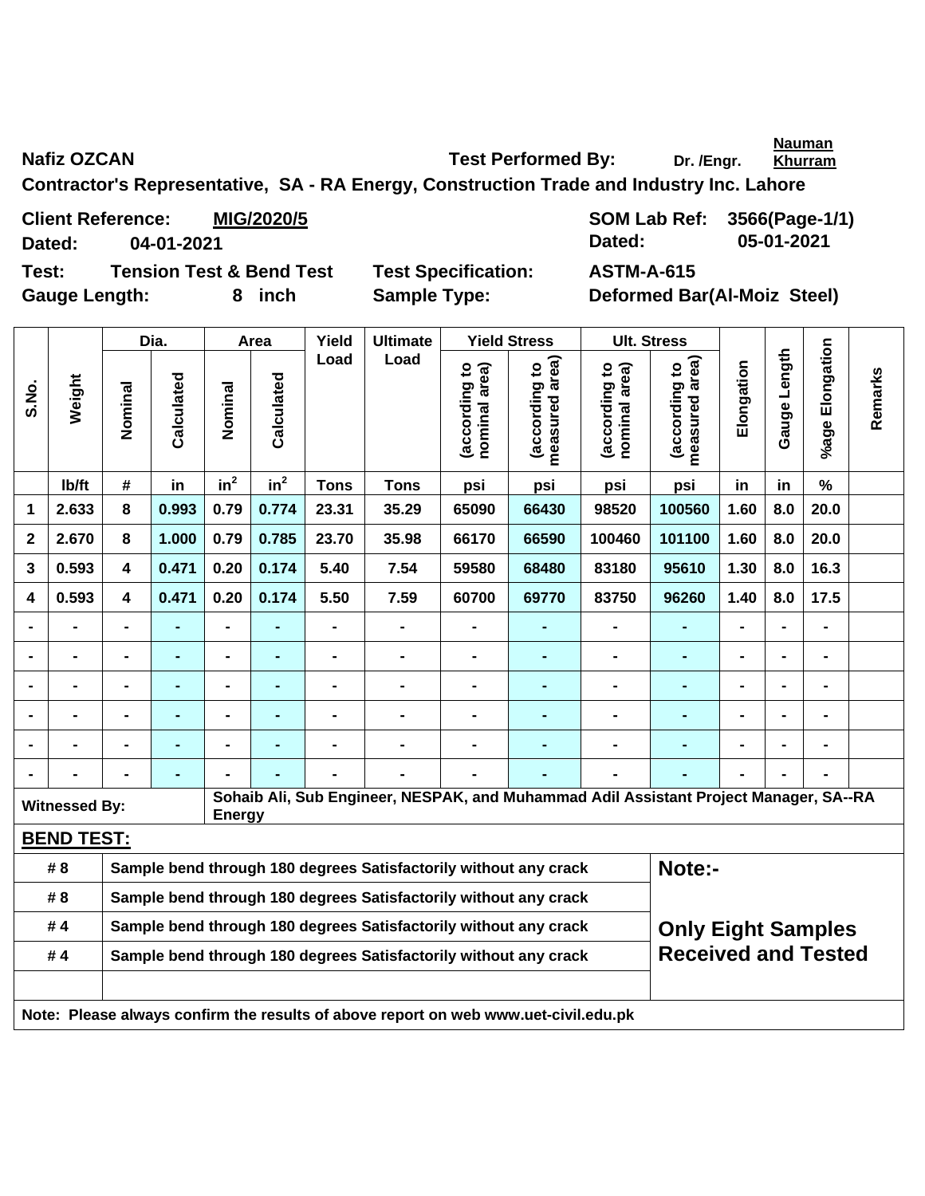Nafiz OZCAN | Test Performed By: Dr. /Engr. Nauman Khurram

**Contractor's Representative, SA - RA Energy, Construction Trade and Industry Inc. Lahore**

**Client Reference:** MIG/2020/5 | **SOM Lab Ref:** 3566(Page-1/1)

**Dated:** 04-01-2021 | **Dated:** 05-01-2021

**Test:** Tension Test & Bend Test | **Test Specification:** ASTM-A-615

**Gauge Length:** 8 inch | **Sample Type:** Deformed Bar(Al-Moiz Steel)

| S.No. | Weight | Dia. | | Area | | Yield Load | Ultimate Load | Yield Stress | | Ult. Stress | | Elongation | Gauge Length | %age Elongation | Remarks |
|---|---|---|---|---|---|---|---|---|---|---|---|---|---|---|---|
| | | Nominal | Calculated | Nominal | Calculated | | | (according to nominal area) | (according to measured area) | (according to nominal area) | (according to measured area) | | | | |
| | lb/ft | # | in | $in^2$ | $in^2$ | Tons | Tons | psi | psi | psi | psi | in | in | % | |
| 1 | 2.633 | 8 | 0.993 | 0.79 | 0.774 | 23.31 | 35.29 | 65090 | 66430 | 98520 | 100560 | 1.60 | 8.0 | 20.0 | |
| 2 | 2.670 | 8 | 1.000 | 0.79 | 0.785 | 23.70 | 35.98 | 66170 | 66590 | 100460 | 101100 | 1.60 | 8.0 | 20.0 | |
| 3 | 0.593 | 4 | 0.471 | 0.20 | 0.174 | 5.40 | 7.54 | 59580 | 68480 | 83180 | 95610 | 1.30 | 8.0 | 16.3 | |
| 4 | 0.593 | 4 | 0.471 | 0.20 | 0.174 | 5.50 | 7.59 | 60700 | 69770 | 83750 | 96260 | 1.40 | 8.0 | 17.5 | |
| - | - | - | - | - | - | - | - | - | - | - | - | - | - | - | |
| - | - | - | - | - | - | - | - | - | - | - | - | - | - | - | |
| - | - | - | - | - | - | - | - | - | - | - | - | - | - | - | |
| - | - | - | - | - | - | - | - | - | - | - | - | - | - | - | |
| - | - | - | - | - | - | - | - | - | - | - | - | - | - | - | |
| - | - | - | - | - | - | - | - | - | - | - | - | - | - | - | |

**Witnessed By:** Sohaib Ali, Sub Engineer, NESPAK, and Muhammad Adil Assistant Project Manager, SA--RA Energy

## BEND TEST:

| | |
|---|---|
| # 8 | Sample bend through 180 degrees Satisfactorily without any crack |
| # 8 | Sample bend through 180 degrees Satisfactorily without any crack |
| # 4 | Sample bend through 180 degrees Satisfactorily without any crack |
| # 4 | Sample bend through 180 degrees Satisfactorily without any crack |

**Note:-**

**Only Eight Samples Received and Tested**

**Note: Please always confirm the results of above report on web www.uet-civil.edu.pk**